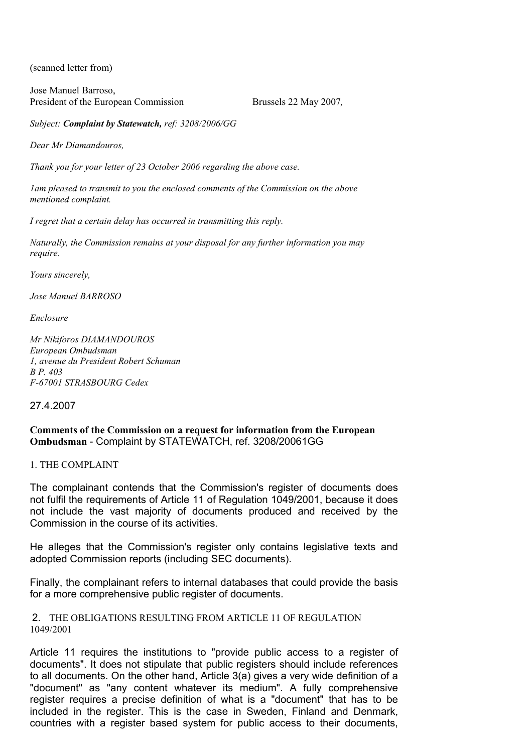(scanned letter from)

Jose Manuel Barroso,
President of the European Commission Brussels 22 May 2007,

*Subject: **Complaint by Statewatch,** ref: 3208/2006/GG*

*Dear Mr Diamandouros,*

*Thank you for your letter of 23 October 2006 regarding the above case.*

*1am pleased to transmit to you the enclosed comments of the Commission on the above mentioned complaint.*

*I regret that a certain delay has occurred in transmitting this reply.*

*Naturally, the Commission remains at your disposal for any further information you may require.*

*Yours sincerely,*

*Jose Manuel BARROSO*

*Enclosure*

*Mr Nikiforos DIAMANDOUROS*
*European Ombudsman*
*1, avenue du President Robert Schuman*
*B P. 403*
*F-67001 STRASBOURG Cedex*

27.4.2007

**Comments of the Commission on a request for information from the European Ombudsman** - Complaint by STATEWATCH, ref. 3208/20061GG

1. THE COMPLAINT

The complainant contends that the Commission's register of documents does not fulfil the requirements of Article 11 of Regulation 1049/2001, because it does not include the vast majority of documents produced and received by the Commission in the course of its activities.

He alleges that the Commission's register only contains legislative texts and adopted Commission reports (including SEC documents).

Finally, the complainant refers to internal databases that could provide the basis for a more comprehensive public register of documents.

2. THE OBLIGATIONS RESULTING FROM ARTICLE 11 OF REGULATION 1049/2001

Article 11 requires the institutions to "provide public access to a register of documents". It does not stipulate that public registers should include references to all documents. On the other hand, Article 3(a) gives a very wide definition of a "document" as "any content whatever its medium". A fully comprehensive register requires a precise definition of what is a "document" that has to be included in the register. This is the case in Sweden, Finland and Denmark, countries with a register based system for public access to their documents,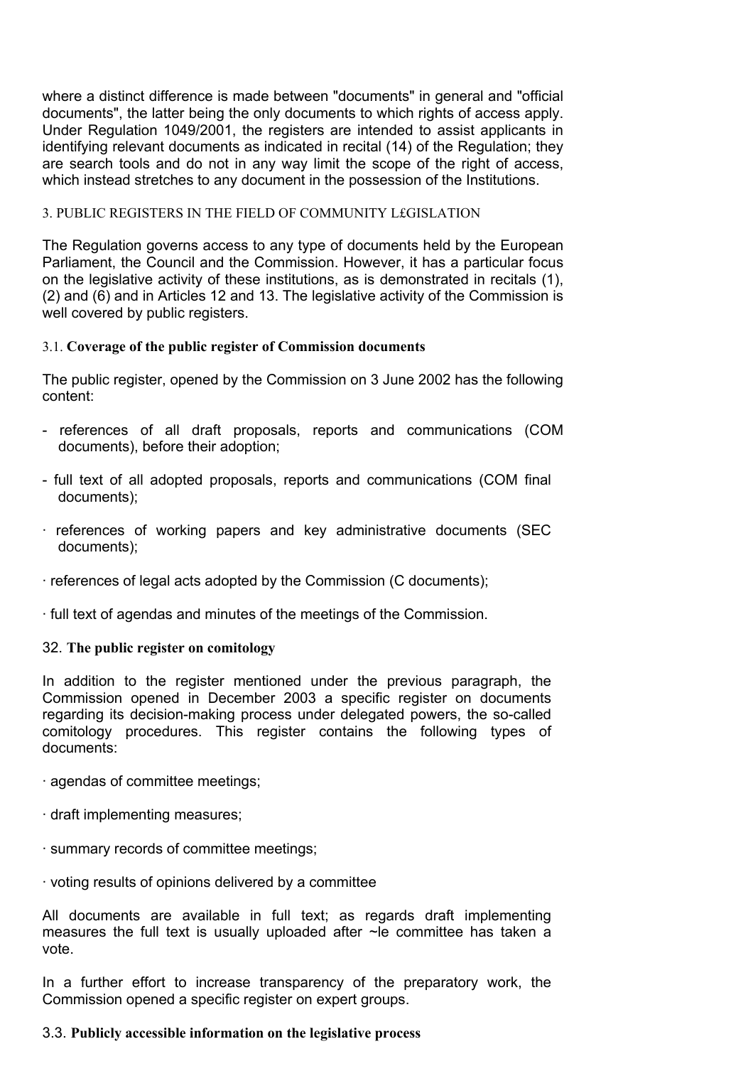where a distinct difference is made between "documents" in general and "official documents", the latter being the only documents to which rights of access apply. Under Regulation 1049/2001, the registers are intended to assist applicants in identifying relevant documents as indicated in recital (14) of the Regulation; they are search tools and do not in any way limit the scope of the right of access, which instead stretches to any document in the possession of the Institutions.

## 3. PUBLIC REGISTERS IN THE FIELD OF COMMUNITY L£GISLATION

The Regulation governs access to any type of documents held by the European Parliament, the Council and the Commission. However, it has a particular focus on the legislative activity of these institutions, as is demonstrated in recitals (1), (2) and (6) and in Articles 12 and 13. The legislative activity of the Commission is well covered by public registers.

### 3.1. **Coverage of the public register of Commission documents**

The public register, opened by the Commission on 3 June 2002 has the following content:

- references of all draft proposals, reports and communications (COM documents), before their adoption;
- full text of all adopted proposals, reports and communications (COM final documents);
- references of working papers and key administrative documents (SEC documents);
- references of legal acts adopted by the Commission (C documents);
- full text of agendas and minutes of the meetings of the Commission.

### 32. **The public register on comitology**

In addition to the register mentioned under the previous paragraph, the Commission opened in December 2003 a specific register on documents regarding its decision-making process under delegated powers, the so-called comitology procedures. This register contains the following types of documents:

- agendas of committee meetings;
- draft implementing measures;
- summary records of committee meetings;
- voting results of opinions delivered by a committee

All documents are available in full text; as regards draft implementing measures the full text is usually uploaded after ~le committee has taken a vote.

In a further effort to increase transparency of the preparatory work, the Commission opened a specific register on expert groups.

### 3.3. **Publicly accessible information on the legislative process**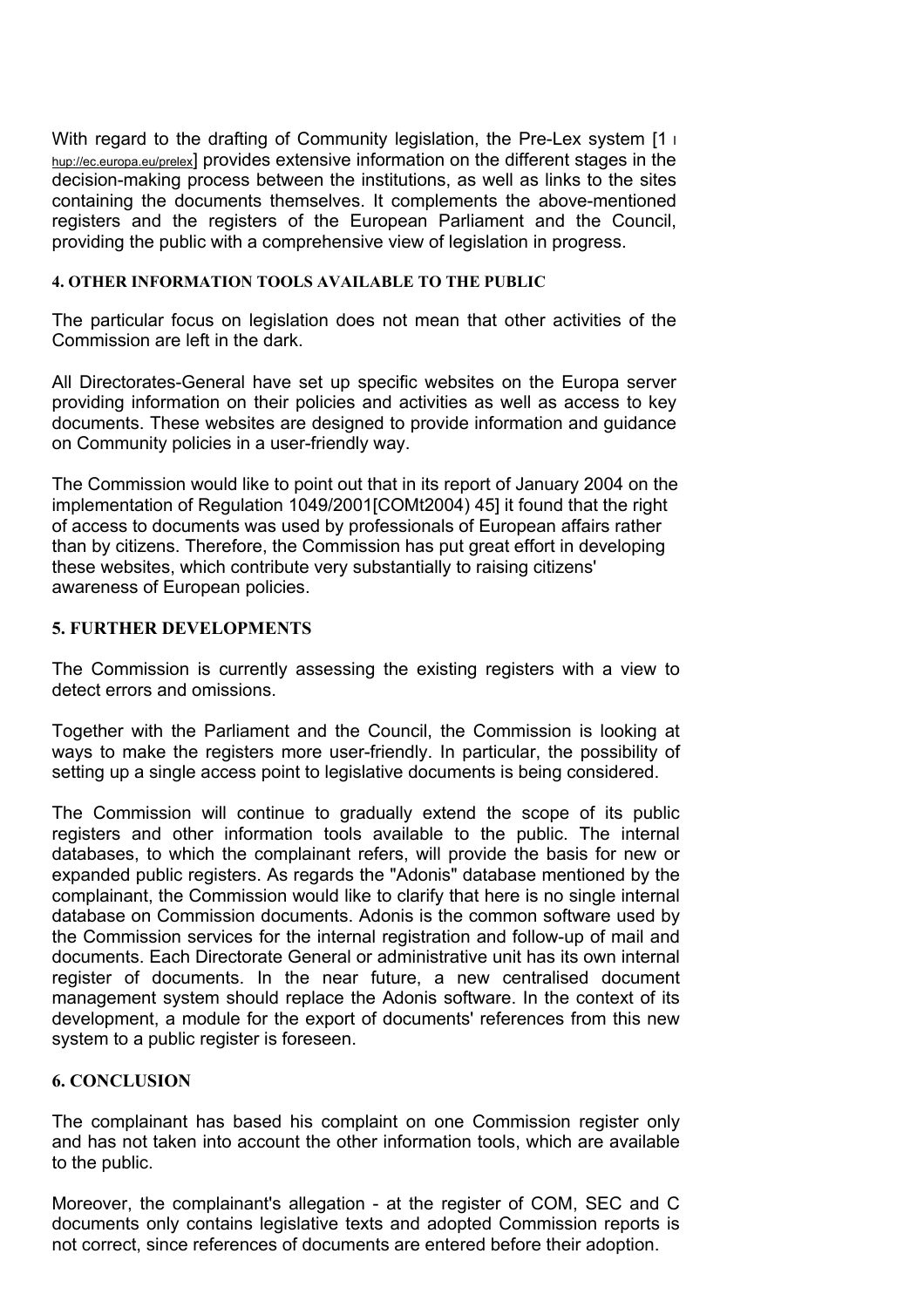With regard to the drafting of Community legislation, the Pre-Lex system [1 I hup://ec.europa.eu/prelex] provides extensive information on the different stages in the decision-making process between the institutions, as well as links to the sites containing the documents themselves. It complements the above-mentioned registers and the registers of the European Parliament and the Council, providing the public with a comprehensive view of legislation in progress.

**4. OTHER INFORMATION TOOLS AVAILABLE TO THE PUBLIC**

The particular focus on legislation does not mean that other activities of the Commission are left in the dark.

All Directorates-General have set up specific websites on the Europa server providing information on their policies and activities as well as access to key documents. These websites are designed to provide information and guidance on Community policies in a user-friendly way.

The Commission would like to point out that in its report of January 2004 on the implementation of Regulation 1049/2001[COMt2004) 45] it found that the right of access to documents was used by professionals of European affairs rather than by citizens. Therefore, the Commission has put great effort in developing these websites, which contribute very substantially to raising citizens' awareness of European policies.

**5. FURTHER DEVELOPMENTS**

The Commission is currently assessing the existing registers with a view to detect errors and omissions.

Together with the Parliament and the Council, the Commission is looking at ways to make the registers more user-friendly. In particular, the possibility of setting up a single access point to legislative documents is being considered.

The Commission will continue to gradually extend the scope of its public registers and other information tools available to the public. The internal databases, to which the complainant refers, will provide the basis for new or expanded public registers. As regards the "Adonis" database mentioned by the complainant, the Commission would like to clarify that here is no single internal database on Commission documents. Adonis is the common software used by the Commission services for the internal registration and follow-up of mail and documents. Each Directorate General or administrative unit has its own internal register of documents. In the near future, a new centralised document management system should replace the Adonis software. In the context of its development, a module for the export of documents' references from this new system to a public register is foreseen.

**6. CONCLUSION**

The complainant has based his complaint on one Commission register only and has not taken into account the other information tools, which are available to the public.

Moreover, the complainant's allegation - at the register of COM, SEC and C documents only contains legislative texts and adopted Commission reports is not correct, since references of documents are entered before their adoption.